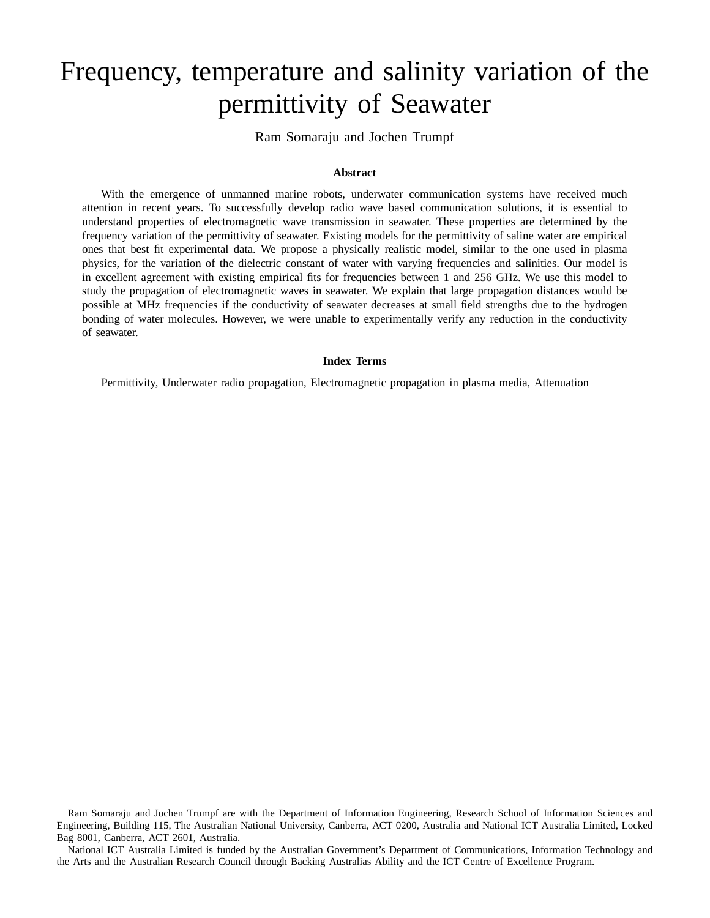# Frequency, temperature and salinity variation of the permittivity of Seawater

Ram Somaraju and Jochen Trumpf

### Abstract

With the emergence of unmanned marine robots, underwater communication systems have received much attention in recent years. To successfully develop radio wave based communication solutions, it is essential to understand properties of electromagnetic wave transmission in seawater. These properties are determined by the frequency variation of the permittivity of seawater. Existing models for the permittivity of saline water are empirical ones that best fit experimental data. We propose a physically realistic model, similar to the one used in plasma physics, for the variation of the dielectric constant of water with varying frequencies and salinities. Our model is in excellent agreement with existing empirical fits for frequencies between 1 and 256 GHz. We use this model to study the propagation of electromagnetic waves in seawater. We explain that large propagation distances would be possible at MHz frequencies if the conductivity of seawater decreases at small field strengths due to the hydrogen bonding of water molecules. However, we were unable to experimentally verify any reduction in the conductivity of seawater.

### Index Terms

Permittivity, Underwater radio propagation, Electromagnetic propagation in plasma media, Attenuation

Ram Somaraju and Jochen Trumpf are with the Department of Information Engineering, Research School of Information Sciences and Engineering, Building 115, The Australian National University, Canberra, ACT 0200, Australia and National ICT Australia Limited, Locked Bag 8001, Canberra, ACT 2601, Australia.

National ICT Australia Limited is funded by the Australian Government's Department of Communications, Information Technology and the Arts and the Australian Research Council through Backing Australias Ability and the ICT Centre of Excellence Program.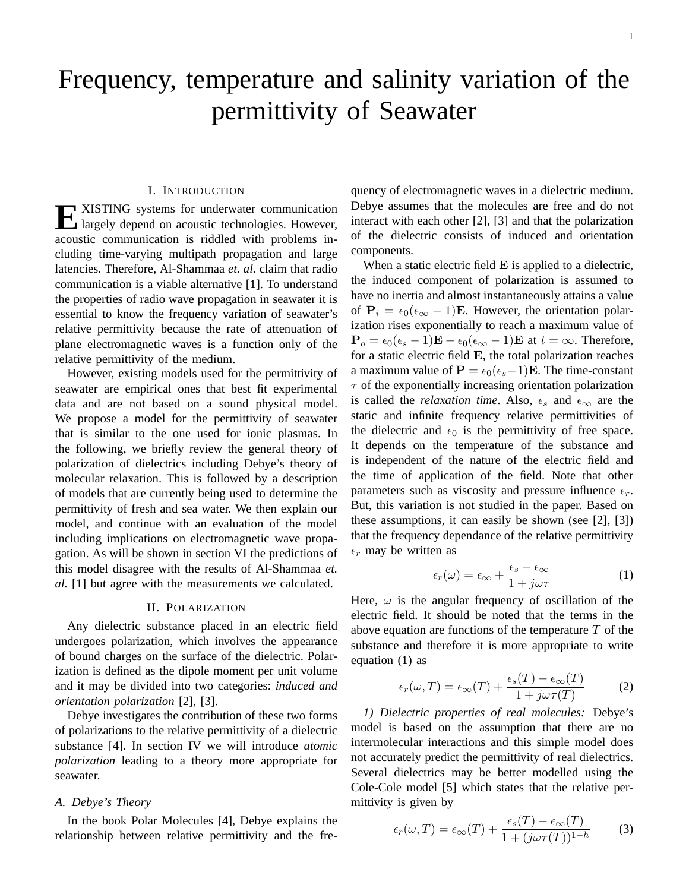# Frequency, temperature and salinity variation of the permittivity of Seawater

## I. Introduction

EXISTING systems for underwater communication largely depend on acoustic technologies. However, acoustic communication is riddled with problems including time-varying multipath propagation and large latencies. Therefore, Al-Shammaa *et. al.* claim that radio communication is a viable alternative [1]. To understand the properties of radio wave propagation in seawater it is essential to know the frequency variation of seawater's relative permittivity because the rate of attenuation of plane electromagnetic waves is a function only of the relative permittivity of the medium.

However, existing models used for the permittivity of seawater are empirical ones that best fit experimental data and are not based on a sound physical model. We propose a model for the permittivity of seawater that is similar to the one used for ionic plasmas. In the following, we briefly review the general theory of polarization of dielectrics including Debye's theory of molecular relaxation. This is followed by a description of models that are currently being used to determine the permittivity of fresh and sea water. We then explain our model, and continue with an evaluation of the model including implications on electromagnetic wave propagation. As will be shown in section VI the predictions of this model disagree with the results of Al-Shammaa *et. al.* [1] but agree with the measurements we calculated.

## II. Polarization

Any dielectric substance placed in an electric field undergoes polarization, which involves the appearance of bound charges on the surface of the dielectric. Polarization is defined as the dipole moment per unit volume and it may be divided into two categories: *induced and orientation polarization* [2], [3].

Debye investigates the contribution of these two forms of polarizations to the relative permittivity of a dielectric substance [4]. In section IV we will introduce *atomic polarization* leading to a theory more appropriate for seawater.

### A. Debye's Theory

In the book Polar Molecules [4], Debye explains the relationship between relative permittivity and the frequency of electromagnetic waves in a dielectric medium. Debye assumes that the molecules are free and do not interact with each other [2], [3] and that the polarization of the dielectric consists of induced and orientation components.

When a static electric field $\mathbf{E}$ is applied to a dielectric, the induced component of polarization is assumed to have no inertia and almost instantaneously attains a value of $\mathbf{P}_i = \epsilon_0(\epsilon_\infty - 1)\mathbf{E}$. However, the orientation polarization rises exponentially to reach a maximum value of $\mathbf{P}_o = \epsilon_0(\epsilon_s - 1)\mathbf{E} - \epsilon_0(\epsilon_\infty - 1)\mathbf{E}$ at $t = \infty$. Therefore, for a static electric field $\mathbf{E}$, the total polarization reaches a maximum value of $\mathbf{P} = \epsilon_0(\epsilon_s - 1)\mathbf{E}$. The time-constant $\tau$ of the exponentially increasing orientation polarization is called the *relaxation time*. Also, $\epsilon_s$ and $\epsilon_\infty$ are the static and infinite frequency relative permittivities of the dielectric and $\epsilon_0$ is the permittivity of free space. It depends on the temperature of the substance and is independent of the nature of the electric field and the time of application of the field. Note that other parameters such as viscosity and pressure influence $\epsilon_r$. But, this variation is not studied in the paper. Based on these assumptions, it can easily be shown (see [2], [3]) that the frequency dependance of the relative permittivity $\epsilon_r$ may be written as

$$\epsilon_r(\omega) = \epsilon_\infty + \frac{\epsilon_s - \epsilon_\infty}{1 + j\omega\tau} \tag{1}$$

Here, $\omega$ is the angular frequency of oscillation of the electric field. It should be noted that the terms in the above equation are functions of the temperature $T$ of the substance and therefore it is more appropriate to write equation (1) as

$$\epsilon_r(\omega, T) = \epsilon_\infty(T) + \frac{\epsilon_s(T) - \epsilon_\infty(T)}{1 + j\omega\tau(T)} \tag{2}$$

*1) Dielectric properties of real molecules:* Debye's model is based on the assumption that there are no intermolecular interactions and this simple model does not accurately predict the permittivity of real dielectrics. Several dielectrics may be better modelled using the Cole-Cole model [5] which states that the relative permittivity is given by

$$\epsilon_r(\omega, T) = \epsilon_\infty(T) + \frac{\epsilon_s(T) - \epsilon_\infty(T)}{1 + (j\omega\tau(T))^{1-h}} \tag{3}$$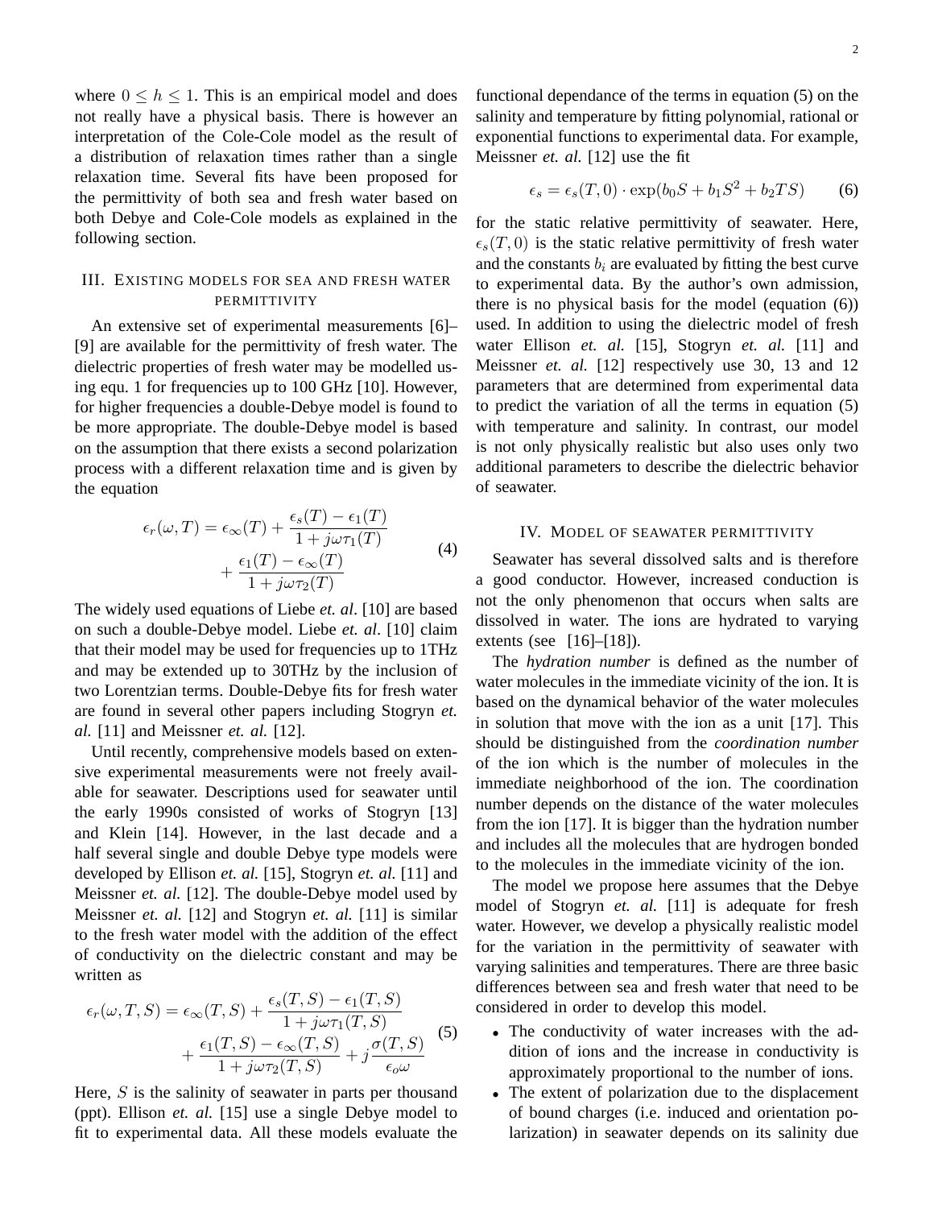where $0 \leq h \leq 1$. This is an empirical model and does not really have a physical basis. There is however an interpretation of the Cole-Cole model as the result of a distribution of relaxation times rather than a single relaxation time. Several fits have been proposed for the permittivity of both sea and fresh water based on both Debye and Cole-Cole models as explained in the following section.

## III. Existing models for sea and fresh water permittivity

An extensive set of experimental measurements [6]–[9] are available for the permittivity of fresh water. The dielectric properties of fresh water may be modelled using equ. 1 for frequencies up to 100 GHz [10]. However, for higher frequencies a double-Debye model is found to be more appropriate. The double-Debye model is based on the assumption that there exists a second polarization process with a different relaxation time and is given by the equation

$$\epsilon_r(\omega, T) = \epsilon_\infty(T) + \frac{\epsilon_s(T) - \epsilon_1(T)}{1 + j\omega\tau_1(T)} + \frac{\epsilon_1(T) - \epsilon_\infty(T)}{1 + j\omega\tau_2(T)} \tag{4}$$

The widely used equations of Liebe *et. al*. [10] are based on such a double-Debye model. Liebe *et. al*. [10] claim that their model may be used for frequencies up to 1THz and may be extended up to 30THz by the inclusion of two Lorentzian terms. Double-Debye fits for fresh water are found in several other papers including Stogryn *et. al.* [11] and Meissner *et. al.* [12].

Until recently, comprehensive models based on extensive experimental measurements were not freely available for seawater. Descriptions used for seawater until the early 1990s consisted of works of Stogryn [13] and Klein [14]. However, in the last decade and a half several single and double Debye type models were developed by Ellison *et. al.* [15], Stogryn *et. al.* [11] and Meissner *et. al.* [12]. The double-Debye model used by Meissner *et. al.* [12] and Stogryn *et. al.* [11] is similar to the fresh water model with the addition of the effect of conductivity on the dielectric constant and may be written as

$$\epsilon_r(\omega, T, S) = \epsilon_\infty(T, S) + \frac{\epsilon_s(T, S) - \epsilon_1(T, S)}{1 + j\omega\tau_1(T, S)} + \frac{\epsilon_1(T, S) - \epsilon_\infty(T, S)}{1 + j\omega\tau_2(T, S)} + j\frac{\sigma(T, S)}{\epsilon_o\omega} \tag{5}$$

Here, $S$ is the salinity of seawater in parts per thousand (ppt). Ellison *et. al.* [15] use a single Debye model to fit to experimental data. All these models evaluate the functional dependance of the terms in equation (5) on the salinity and temperature by fitting polynomial, rational or exponential functions to experimental data. For example, Meissner *et. al.* [12] use the fit

$$\epsilon_s = \epsilon_s(T, 0) \cdot \exp(b_0 S + b_1 S^2 + b_2 TS) \tag{6}$$

for the static relative permittivity of seawater. Here, $\epsilon_s(T, 0)$ is the static relative permittivity of fresh water and the constants $b_i$ are evaluated by fitting the best curve to experimental data. By the author's own admission, there is no physical basis for the model (equation (6)) used. In addition to using the dielectric model of fresh water Ellison *et. al.* [15], Stogryn *et. al.* [11] and Meissner *et. al.* [12] respectively use 30, 13 and 12 parameters that are determined from experimental data to predict the variation of all the terms in equation (5) with temperature and salinity. In contrast, our model is not only physically realistic but also uses only two additional parameters to describe the dielectric behavior of seawater.

## IV. Model of seawater permittivity

Seawater has several dissolved salts and is therefore a good conductor. However, increased conduction is not the only phenomenon that occurs when salts are dissolved in water. The ions are hydrated to varying extents (see [16]–[18]).

The *hydration number* is defined as the number of water molecules in the immediate vicinity of the ion. It is based on the dynamical behavior of the water molecules in solution that move with the ion as a unit [17]. This should be distinguished from the *coordination number* of the ion which is the number of molecules in the immediate neighborhood of the ion. The coordination number depends on the distance of the water molecules from the ion [17]. It is bigger than the hydration number and includes all the molecules that are hydrogen bonded to the molecules in the immediate vicinity of the ion.

The model we propose here assumes that the Debye model of Stogryn *et. al.* [11] is adequate for fresh water. However, we develop a physically realistic model for the variation in the permittivity of seawater with varying salinities and temperatures. There are three basic differences between sea and fresh water that need to be considered in order to develop this model.

- The conductivity of water increases with the addition of ions and the increase in conductivity is approximately proportional to the number of ions.
- The extent of polarization due to the displacement of bound charges (i.e. induced and orientation polarization) in seawater depends on its salinity due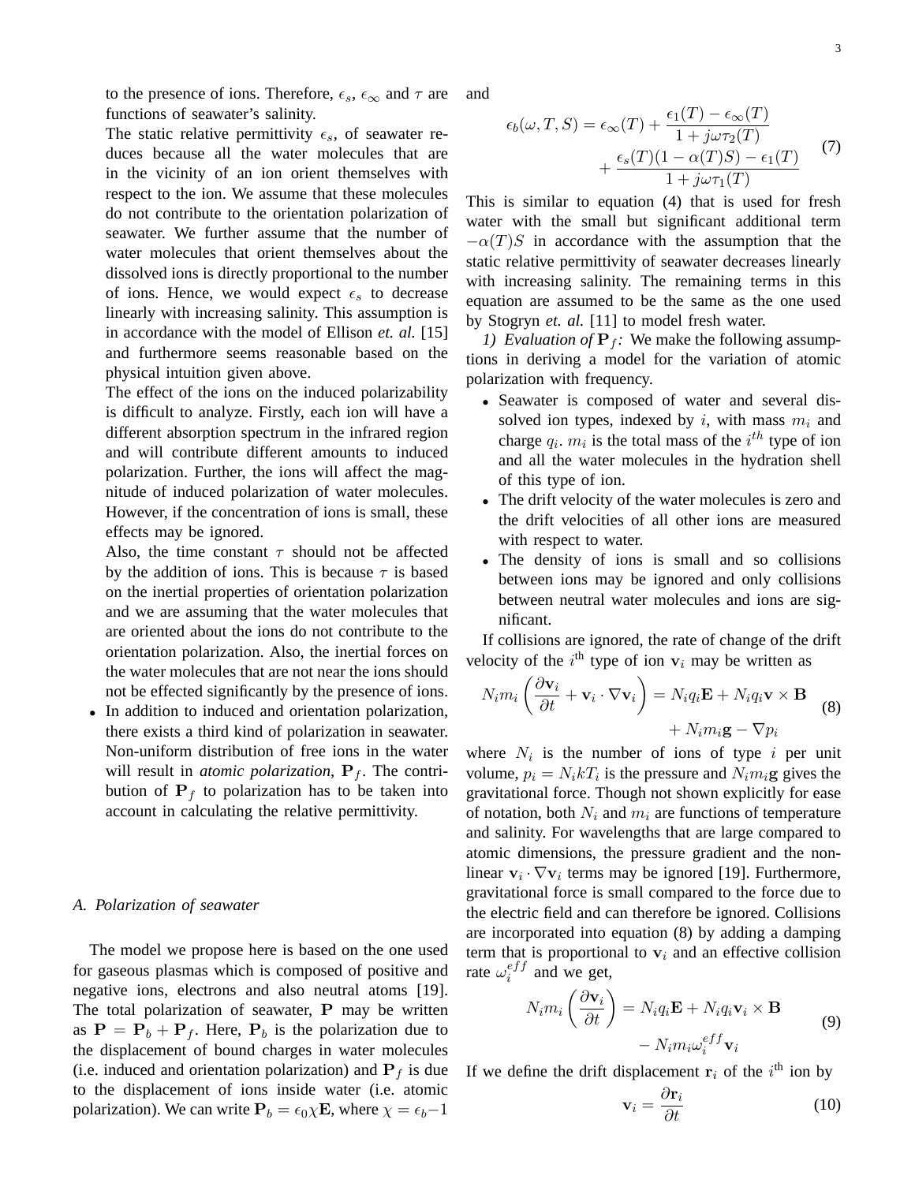to the presence of ions. Therefore, $\epsilon_s$, $\epsilon_\infty$ and $\tau$ are functions of seawater's salinity.

The static relative permittivity $\epsilon_s$, of seawater reduces because all the water molecules that are in the vicinity of an ion orient themselves with respect to the ion. We assume that these molecules do not contribute to the orientation polarization of seawater. We further assume that the number of water molecules that orient themselves about the dissolved ions is directly proportional to the number of ions. Hence, we would expect $\epsilon_s$ to decrease linearly with increasing salinity. This assumption is in accordance with the model of Ellison *et. al.* [15] and furthermore seems reasonable based on the physical intuition given above.

The effect of the ions on the induced polarizability is difficult to analyze. Firstly, each ion will have a different absorption spectrum in the infrared region and will contribute different amounts to induced polarization. Further, the ions will affect the magnitude of induced polarization of water molecules. However, if the concentration of ions is small, these effects may be ignored.

Also, the time constant $\tau$ should not be affected by the addition of ions. This is because $\tau$ is based on the inertial properties of orientation polarization and we are assuming that the water molecules that are oriented about the ions do not contribute to the orientation polarization. Also, the inertial forces on the water molecules that are not near the ions should not be effected significantly by the presence of ions.

- In addition to induced and orientation polarization, there exists a third kind of polarization in seawater. Non-uniform distribution of free ions in the water will result in *atomic polarization*, $\mathbf{P}_f$. The contribution of $\mathbf{P}_f$ to polarization has to be taken into account in calculating the relative permittivity.

### A. Polarization of seawater

The model we propose here is based on the one used for gaseous plasmas which is composed of positive and negative ions, electrons and also neutral atoms [19]. The total polarization of seawater, $\mathbf{P}$ may be written as $\mathbf{P} = \mathbf{P}_b + \mathbf{P}_f$. Here, $\mathbf{P}_b$ is the polarization due to the displacement of bound charges in water molecules (i.e. induced and orientation polarization) and $\mathbf{P}_f$ is due to the displacement of ions inside water (i.e. atomic polarization). We can write $\mathbf{P}_b = \epsilon_0 \chi \mathbf{E}$, where $\chi = \epsilon_b - 1$ and

$$\epsilon_b(\omega, T, S) = \epsilon_\infty(T) + \frac{\epsilon_1(T) - \epsilon_\infty(T)}{1 + j\omega\tau_2(T)} + \frac{\epsilon_s(T)(1 - \alpha(T)S) - \epsilon_1(T)}{1 + j\omega\tau_1(T)} \tag{7}$$

This is similar to equation (4) that is used for fresh water with the small but significant additional term $-\alpha(T)S$ in accordance with the assumption that the static relative permittivity of seawater decreases linearly with increasing salinity. The remaining terms in this equation are assumed to be the same as the one used by Stogryn *et. al.* [11] to model fresh water.

*1) Evaluation of $\mathbf{P}_f$:* We make the following assumptions in deriving a model for the variation of atomic polarization with frequency.

- Seawater is composed of water and several dissolved ion types, indexed by $i$, with mass $m_i$ and charge $q_i$. $m_i$ is the total mass of the $i^{th}$ type of ion and all the water molecules in the hydration shell of this type of ion.
- The drift velocity of the water molecules is zero and the drift velocities of all other ions are measured with respect to water.
- The density of ions is small and so collisions between ions may be ignored and only collisions between neutral water molecules and ions are significant.

If collisions are ignored, the rate of change of the drift velocity of the $i^{\text{th}}$ type of ion $\mathbf{v}_i$ may be written as

$$N_i m_i \left( \frac{\partial \mathbf{v}_i}{\partial t} + \mathbf{v}_i \cdot \nabla \mathbf{v}_i \right) = N_i q_i \mathbf{E} + N_i q_i \mathbf{v} \times \mathbf{B} + N_i m_i \mathbf{g} - \nabla p_i \tag{8}$$

where $N_i$ is the number of ions of type $i$ per unit volume, $p_i = N_i k T_i$ is the pressure and $N_i m_i \mathbf{g}$ gives the gravitational force. Though not shown explicitly for ease of notation, both $N_i$ and $m_i$ are functions of temperature and salinity. For wavelengths that are large compared to atomic dimensions, the pressure gradient and the non-linear $\mathbf{v}_i \cdot \nabla \mathbf{v}_i$ terms may be ignored [19]. Furthermore, gravitational force is small compared to the force due to the electric field and can therefore be ignored. Collisions are incorporated into equation (8) by adding a damping term that is proportional to $\mathbf{v}_i$ and an effective collision rate $\omega_i^{eff}$ and we get,

$$N_i m_i \left( \frac{\partial \mathbf{v}_i}{\partial t} \right) = N_i q_i \mathbf{E} + N_i q_i \mathbf{v}_i \times \mathbf{B} - N_i m_i \omega_i^{eff} \mathbf{v}_i \tag{9}$$

If we define the drift displacement $\mathbf{r}_i$ of the $i^{\text{th}}$ ion by

$$\mathbf{v}_i = \frac{\partial \mathbf{r}_i}{\partial t} \tag{10}$$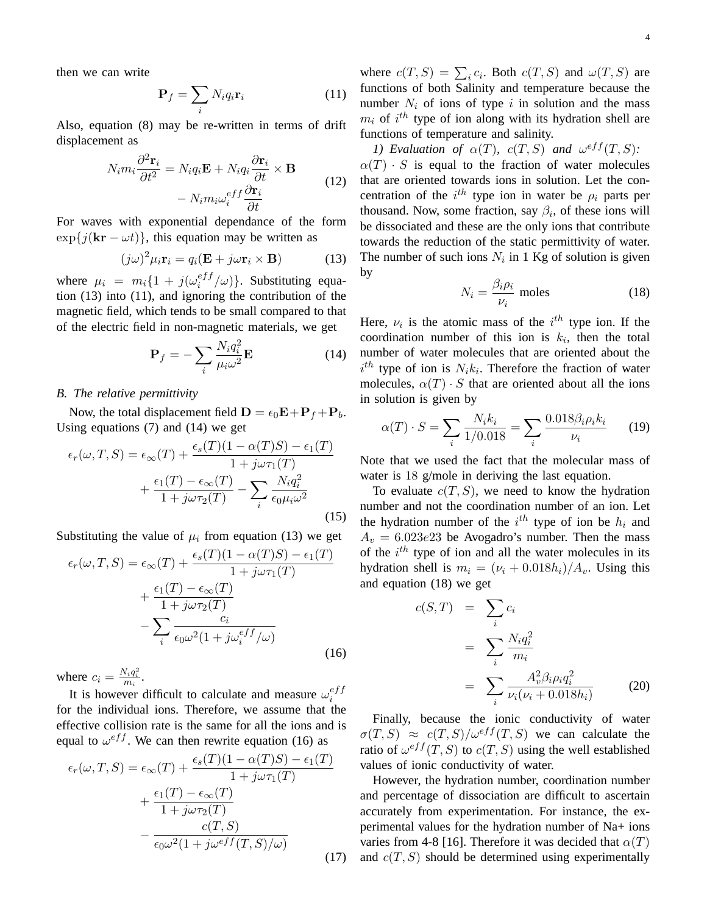then we can write

$$\mathbf{P}_f = \sum_i N_i q_i \mathbf{r}_i \tag{11}$$

Also, equation (8) may be re-written in terms of drift displacement as

$$N_i m_i \frac{\partial^2 \mathbf{r}_i}{\partial t^2} = N_i q_i \mathbf{E} + N_i q_i \frac{\partial \mathbf{r}_i}{\partial t} \times \mathbf{B} - N_i m_i \omega_i^{eff} \frac{\partial \mathbf{r}_i}{\partial t} \tag{12}$$

For waves with exponential dependance of the form $\exp\{j(\mathbf{kr} - \omega t)\}$, this equation may be written as

$$(j\omega)^2 \mu_i \mathbf{r}_i = q_i(\mathbf{E} + j\omega \mathbf{r}_i \times \mathbf{B}) \tag{13}$$

where $\mu_i = m_i\{1 + j(\omega_i^{eff}/\omega)\}$. Substituting equation (13) into (11), and ignoring the contribution of the magnetic field, which tends to be small compared to that of the electric field in non-magnetic materials, we get

$$\mathbf{P}_f = -\sum_i \frac{N_i q_i^2}{\mu_i \omega^2} \mathbf{E} \tag{14}$$

### *B. The relative permittivity*

Now, the total displacement field $\mathbf{D} = \epsilon_0 \mathbf{E} + \mathbf{P}_f + \mathbf{P}_b$. Using equations (7) and (14) we get

$$\epsilon_r(\omega, T, S) = \epsilon_\infty(T) + \frac{\epsilon_s(T)(1 - \alpha(T)S) - \epsilon_1(T)}{1 + j\omega\tau_1(T)} + \frac{\epsilon_1(T) - \epsilon_\infty(T)}{1 + j\omega\tau_2(T)} - \sum_i \frac{N_i q_i^2}{\epsilon_0 \mu_i \omega^2} \tag{15}$$

Substituting the value of $\mu_i$ from equation (13) we get

$$\epsilon_r(\omega, T, S) = \epsilon_\infty(T) + \frac{\epsilon_s(T)(1 - \alpha(T)S) - \epsilon_1(T)}{1 + j\omega\tau_1(T)} + \frac{\epsilon_1(T) - \epsilon_\infty(T)}{1 + j\omega\tau_2(T)} - \sum_i \frac{c_i}{\epsilon_0 \omega^2 (1 + j\omega_i^{eff}/\omega)} \tag{16}$$

where $c_i = \frac{N_i q_i^2}{m_i}$.

It is however difficult to calculate and measure $\omega_i^{eff}$ for the individual ions. Therefore, we assume that the effective collision rate is the same for all the ions and is equal to $\omega^{eff}$. We can then rewrite equation (16) as

$$\epsilon_r(\omega, T, S) = \epsilon_\infty(T) + \frac{\epsilon_s(T)(1 - \alpha(T)S) - \epsilon_1(T)}{1 + j\omega\tau_1(T)} + \frac{\epsilon_1(T) - \epsilon_\infty(T)}{1 + j\omega\tau_2(T)} - \frac{c(T, S)}{\epsilon_0 \omega^2 (1 + j\omega^{eff}(T, S)/\omega)} \tag{17}$$

where $c(T, S) = \sum_i c_i$. Both $c(T, S)$ and $\omega(T, S)$ are functions of both Salinity and temperature because the number $N_i$ of ions of type $i$ in solution and the mass $m_i$ of $i^{th}$ type of ion along with its hydration shell are functions of temperature and salinity.

*1) Evaluation of $\alpha(T)$, $c(T, S)$ and $\omega^{eff}(T, S)$:* $\alpha(T) \cdot S$ is equal to the fraction of water molecules that are oriented towards ions in solution. Let the concentration of the $i^{th}$ type ion in water be $\rho_i$ parts per thousand. Now, some fraction, say $\beta_i$, of these ions will be dissociated and these are the only ions that contribute towards the reduction of the static permittivity of water. The number of such ions $N_i$ in 1 Kg of solution is given by

$$N_i = \frac{\beta_i \rho_i}{\nu_i} \text{ moles} \tag{18}$$

Here, $\nu_i$ is the atomic mass of the $i^{th}$ type ion. If the coordination number of this ion is $k_i$, then the total number of water molecules that are oriented about the $i^{th}$ type of ion is $N_i k_i$. Therefore the fraction of water molecules, $\alpha(T) \cdot S$ that are oriented about all the ions in solution is given by

$$\alpha(T) \cdot S = \sum_i \frac{N_i k_i}{1/0.018} = \sum_i \frac{0.018 \beta_i \rho_i k_i}{\nu_i} \tag{19}$$

Note that we used the fact that the molecular mass of water is 18 g/mole in deriving the last equation.

To evaluate $c(T, S)$, we need to know the hydration number and not the coordination number of an ion. Let the hydration number of the $i^{th}$ type of ion be $h_i$ and $A_v = 6.023e23$ be Avogadro's number. Then the mass of the $i^{th}$ type of ion and all the water molecules in its hydration shell is $m_i = (\nu_i + 0.018 h_i)/A_v$. Using this and equation (18) we get

$$\begin{aligned} c(S, T) &= \sum_i c_i \\ &= \sum_i \frac{N_i q_i^2}{m_i} \\ &= \sum_i \frac{A_v^2 \beta_i \rho_i q_i^2}{\nu_i(\nu_i + 0.018 h_i)} \end{aligned} \tag{20}$$

Finally, because the ionic conductivity of water $\sigma(T, S) \approx c(T, S)/\omega^{eff}(T, S)$ we can calculate the ratio of $\omega^{eff}(T, S)$ to $c(T, S)$ using the well established values of ionic conductivity of water.

However, the hydration number, coordination number and percentage of dissociation are difficult to ascertain accurately from experimentation. For instance, the experimental values for the hydration number of Na+ ions varies from 4-8 [16]. Therefore it was decided that $\alpha(T)$ and $c(T, S)$ should be determined using experimentally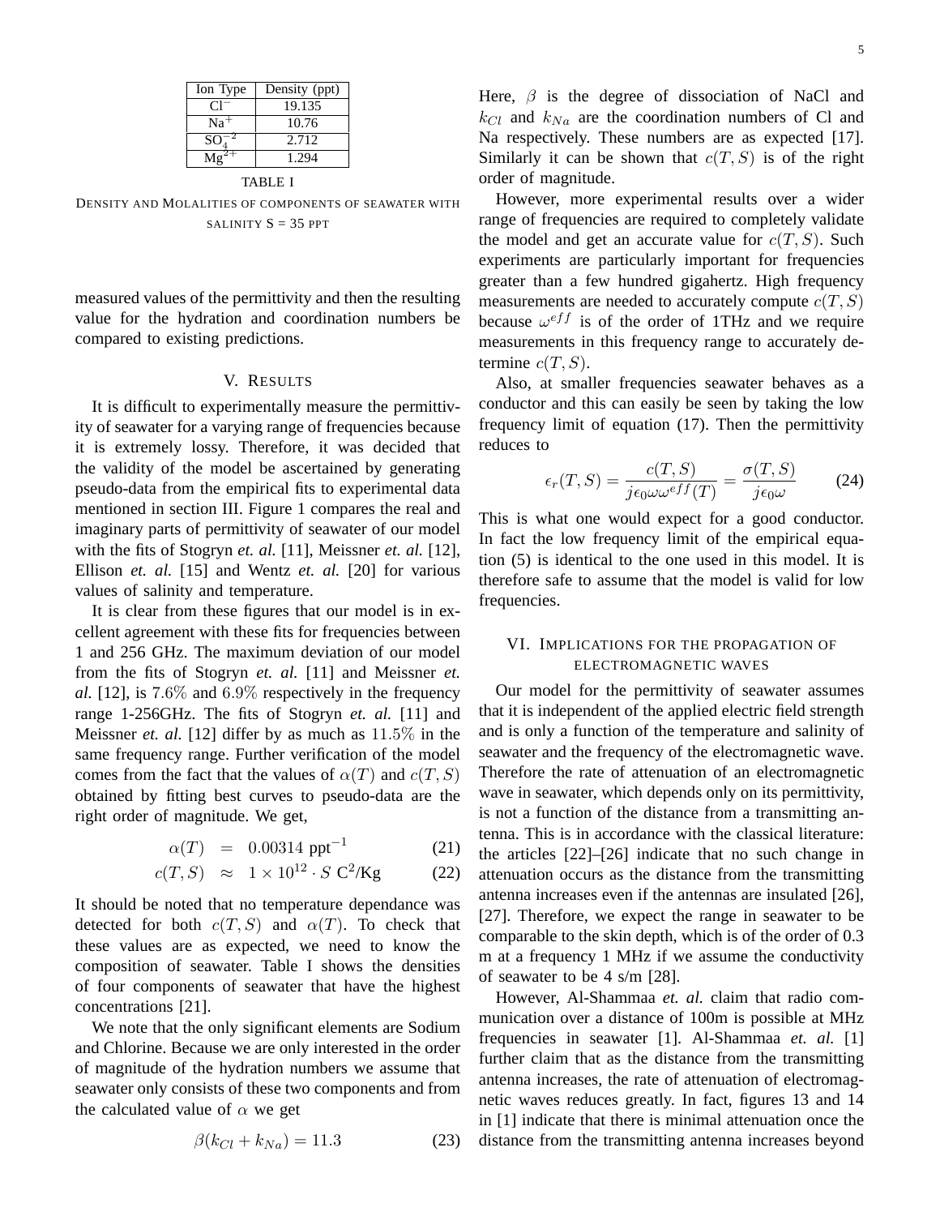| Ion Type | Density (ppt) |
|---|---|
| $Cl^-$ | 19.135 |
| $Na^+$ | 10.76 |
| $SO_4^{-2}$ | 2.712 |
| $Mg^{2+}$ | 1.294 |

TABLE I

DENSITY AND MOLALITIES OF COMPONENTS OF SEAWATER WITH SALINITY S = 35 PPT

measured values of the permittivity and then the resulting value for the hydration and coordination numbers be compared to existing predictions.

## V. RESULTS

It is difficult to experimentally measure the permittivity of seawater for a varying range of frequencies because it is extremely lossy. Therefore, it was decided that the validity of the model be ascertained by generating pseudo-data from the empirical fits to experimental data mentioned in section III. Figure 1 compares the real and imaginary parts of permittivity of seawater of our model with the fits of Stogryn *et. al.* [11], Meissner *et. al.* [12], Ellison *et. al.* [15] and Wentz *et. al.* [20] for various values of salinity and temperature.

It is clear from these figures that our model is in excellent agreement with these fits for frequencies between 1 and 256 GHz. The maximum deviation of our model from the fits of Stogryn *et. al.* [11] and Meissner *et. al.* [12], is $7.6\%$ and $6.9\%$ respectively in the frequency range 1-256GHz. The fits of Stogryn *et. al.* [11] and Meissner *et. al.* [12] differ by as much as $11.5\%$ in the same frequency range. Further verification of the model comes from the fact that the values of $\alpha(T)$ and $c(T,S)$ obtained by fitting best curves to pseudo-data are the right order of magnitude. We get,

$$\alpha(T) = 0.00314 \text{ ppt}^{-1} \tag{21}$$

$$c(T,S) \approx 1 \times 10^{12} \cdot S \text{ C}^2/\text{Kg} \tag{22}$$

It should be noted that no temperature dependance was detected for both $c(T,S)$ and $\alpha(T)$. To check that these values are as expected, we need to know the composition of seawater. Table I shows the densities of four components of seawater that have the highest concentrations [21].

We note that the only significant elements are Sodium and Chlorine. Because we are only interested in the order of magnitude of the hydration numbers we assume that seawater only consists of these two components and from the calculated value of $\alpha$ we get

$$\beta(k_{Cl} + k_{Na}) = 11.3 \tag{23}$$

Here, $\beta$ is the degree of dissociation of NaCl and $k_{Cl}$ and $k_{Na}$ are the coordination numbers of Cl and Na respectively. These numbers are as expected [17]. Similarly it can be shown that $c(T,S)$ is of the right order of magnitude.

However, more experimental results over a wider range of frequencies are required to completely validate the model and get an accurate value for $c(T,S)$. Such experiments are particularly important for frequencies greater than a few hundred gigahertz. High frequency measurements are needed to accurately compute $c(T,S)$ because $\omega^{eff}$ is of the order of 1THz and we require measurements in this frequency range to accurately determine $c(T,S)$.

Also, at smaller frequencies seawater behaves as a conductor and this can easily be seen by taking the low frequency limit of equation (17). Then the permittivity reduces to

$$\epsilon_r(T,S) = \frac{c(T,S)}{j\epsilon_0\omega\omega^{eff}(T)} = \frac{\sigma(T,S)}{j\epsilon_0\omega} \tag{24}$$

This is what one would expect for a good conductor. In fact the low frequency limit of the empirical equation (5) is identical to the one used in this model. It is therefore safe to assume that the model is valid for low frequencies.

## VI. IMPLICATIONS FOR THE PROPAGATION OF ELECTROMAGNETIC WAVES

Our model for the permittivity of seawater assumes that it is independent of the applied electric field strength and is only a function of the temperature and salinity of seawater and the frequency of the electromagnetic wave. Therefore the rate of attenuation of an electromagnetic wave in seawater, which depends only on its permittivity, is not a function of the distance from a transmitting antenna. This is in accordance with the classical literature: the articles [22]–[26] indicate that no such change in attenuation occurs as the distance from the transmitting antenna increases even if the antennas are insulated [26], [27]. Therefore, we expect the range in seawater to be comparable to the skin depth, which is of the order of 0.3 m at a frequency 1 MHz if we assume the conductivity of seawater to be 4 s/m [28].

However, Al-Shammaa *et. al.* claim that radio communication over a distance of 100m is possible at MHz frequencies in seawater [1]. Al-Shammaa *et. al.* [1] further claim that as the distance from the transmitting antenna increases, the rate of attenuation of electromagnetic waves reduces greatly. In fact, figures 13 and 14 in [1] indicate that there is minimal attenuation once the distance from the transmitting antenna increases beyond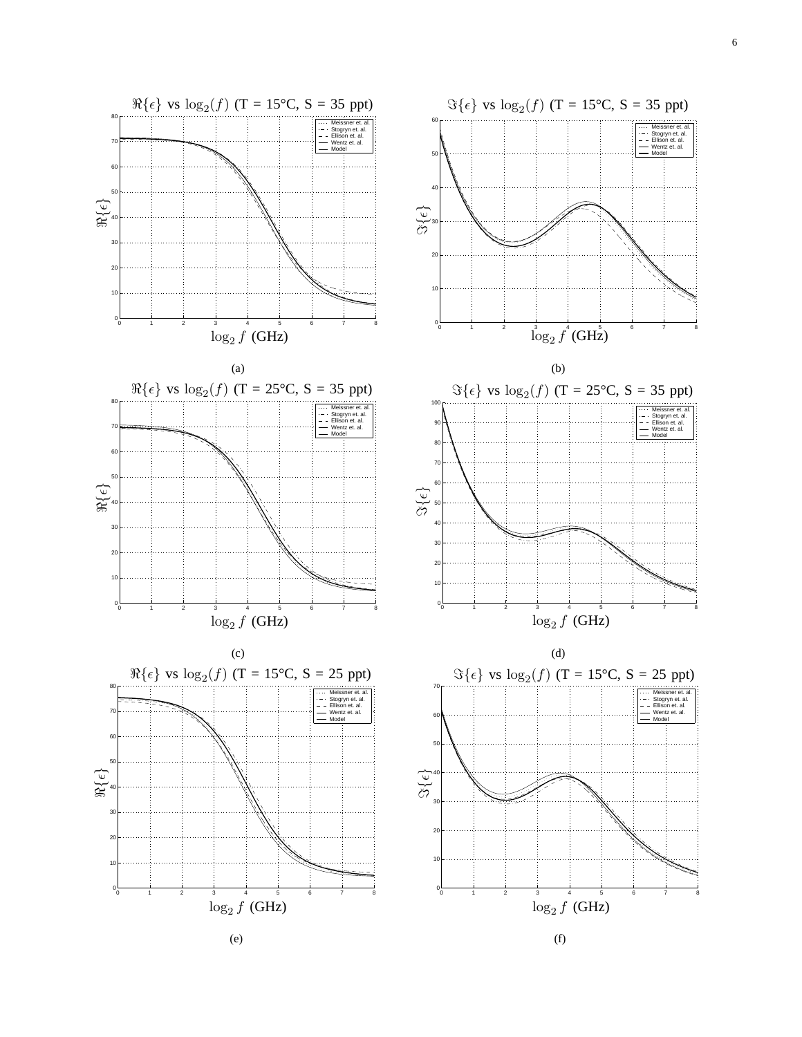$\Re\{\epsilon\}$ vs $\log_2(f)$ (T = 15°C, S = 35 ppt)

(a)

$\Im\{\epsilon\}$ vs $\log_2(f)$ (T = 15°C, S = 35 ppt)

(b)

$\Re\{\epsilon\}$ vs $\log_2(f)$ (T = 25°C, S = 35 ppt)

(c)

$\Im\{\epsilon\}$ vs $\log_2(f)$ (T = 25°C, S = 35 ppt)

(d)

$\Re\{\epsilon\}$ vs $\log_2(f)$ (T = 15°C, S = 25 ppt)

(e)

$\Im\{\epsilon\}$ vs $\log_2(f)$ (T = 15°C, S = 25 ppt)

(f)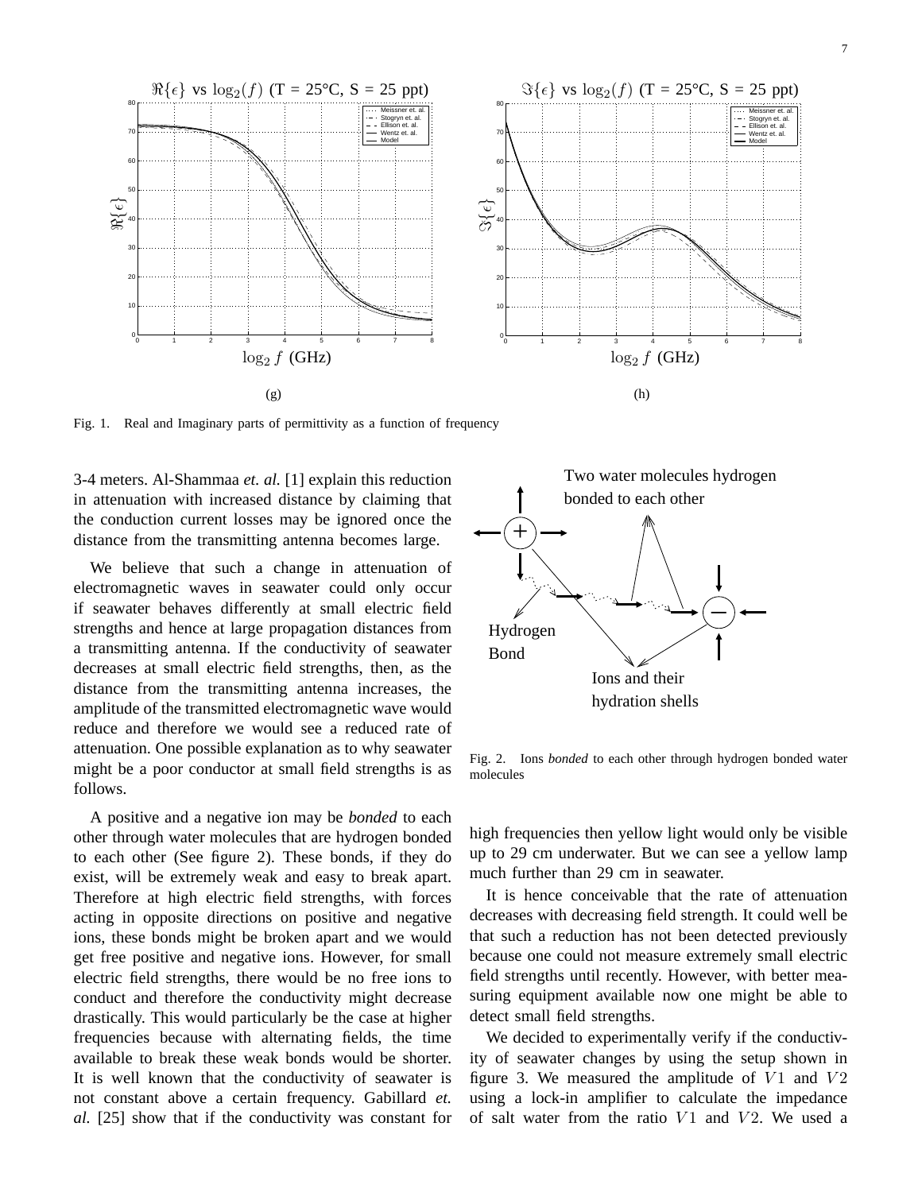(g)

(h)

Fig. 1. Real and Imaginary parts of permittivity as a function of frequency

3-4 meters. Al-Shammaa *et. al.* [1] explain this reduction in attenuation with increased distance by claiming that the conduction current losses may be ignored once the distance from the transmitting antenna becomes large.

We believe that such a change in attenuation of electromagnetic waves in seawater could only occur if seawater behaves differently at small electric field strengths and hence at large propagation distances from a transmitting antenna. If the conductivity of seawater decreases at small electric field strengths, then, as the distance from the transmitting antenna increases, the amplitude of the transmitted electromagnetic wave would reduce and therefore we would see a reduced rate of attenuation. One possible explanation as to why seawater might be a poor conductor at small field strengths is as follows.

A positive and a negative ion may be *bonded* to each other through water molecules that are hydrogen bonded to each other (See figure 2). These bonds, if they do exist, will be extremely weak and easy to break apart. Therefore at high electric field strengths, with forces acting in opposite directions on positive and negative ions, these bonds might be broken apart and we would get free positive and negative ions. However, for small electric field strengths, there would be no free ions to conduct and therefore the conductivity might decrease drastically. This would particularly be the case at higher frequencies because with alternating fields, the time available to break these weak bonds would be shorter. It is well known that the conductivity of seawater is not constant above a certain frequency. Gabillard *et. al.* [25] show that if the conductivity was constant for high frequencies then yellow light would only be visible up to 29 cm underwater. But we can see a yellow lamp much further than 29 cm in seawater.

Fig. 2. Ions *bonded* to each other through hydrogen bonded water molecules

It is hence conceivable that the rate of attenuation decreases with decreasing field strength. It could well be that such a reduction has not been detected previously because one could not measure extremely small electric field strengths until recently. However, with better measuring equipment available now one might be able to detect small field strengths.

We decided to experimentally verify if the conductivity of seawater changes by using the setup shown in figure 3. We measured the amplitude of $V1$ and $V2$ using a lock-in amplifier to calculate the impedance of salt water from the ratio $V1$ and $V2$. We used a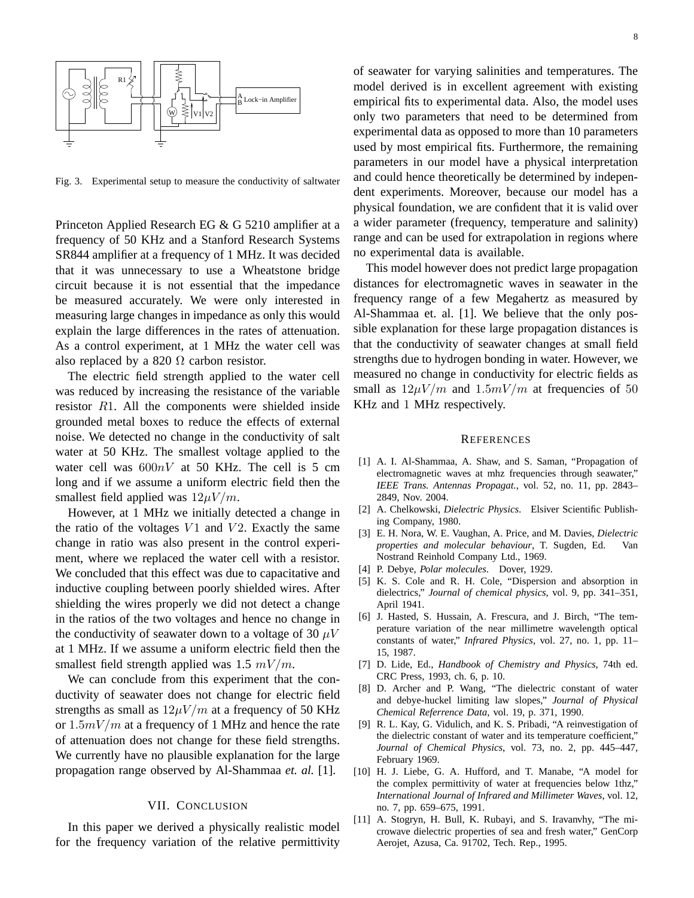Fig. 3. Experimental setup to measure the conductivity of saltwater

Princeton Applied Research EG & G 5210 amplifier at a frequency of 50 KHz and a Stanford Research Systems SR844 amplifier at a frequency of 1 MHz. It was decided that it was unnecessary to use a Wheatstone bridge circuit because it is not essential that the impedance be measured accurately. We were only interested in measuring large changes in impedance as only this would explain the large differences in the rates of attenuation. As a control experiment, at 1 MHz the water cell was also replaced by a 820 $\Omega$ carbon resistor.

The electric field strength applied to the water cell was reduced by increasing the resistance of the variable resistor $R1$. All the components were shielded inside grounded metal boxes to reduce the effects of external noise. We detected no change in the conductivity of salt water at 50 KHz. The smallest voltage applied to the water cell was $600nV$ at 50 KHz. The cell is 5 cm long and if we assume a uniform electric field then the smallest field applied was $12\mu V/m$.

However, at 1 MHz we initially detected a change in the ratio of the voltages $V1$ and $V2$. Exactly the same change in ratio was also present in the control experiment, where we replaced the water cell with a resistor. We concluded that this effect was due to capacitative and inductive coupling between poorly shielded wires. After shielding the wires properly we did not detect a change in the ratios of the two voltages and hence no change in the conductivity of seawater down to a voltage of 30 $\mu V$ at 1 MHz. If we assume a uniform electric field then the smallest field strength applied was 1.5 $mV/m$.

We can conclude from this experiment that the conductivity of seawater does not change for electric field strengths as small as $12\mu V/m$ at a frequency of 50 KHz or $1.5mV/m$ at a frequency of 1 MHz and hence the rate of attenuation does not change for these field strengths. We currently have no plausible explanation for the large propagation range observed by Al-Shammaa *et. al.* [1].

## VII. Conclusion

In this paper we derived a physically realistic model for the frequency variation of the relative permittivity of seawater for varying salinities and temperatures. The model derived is in excellent agreement with existing empirical fits to experimental data. Also, the model uses only two parameters that need to be determined from experimental data as opposed to more than 10 parameters used by most empirical fits. Furthermore, the remaining parameters in our model have a physical interpretation and could hence theoretically be determined by independent experiments. Moreover, because our model has a physical foundation, we are confident that it is valid over a wider parameter (frequency, temperature and salinity) range and can be used for extrapolation in regions where no experimental data is available.

This model however does not predict large propagation distances for electromagnetic waves in seawater in the frequency range of a few Megahertz as measured by Al-Shammaa et. al. [1]. We believe that the only possible explanation for these large propagation distances is that the conductivity of seawater changes at small field strengths due to hydrogen bonding in water. However, we measured no change in conductivity for electric fields as small as $12\mu V/m$ and $1.5mV/m$ at frequencies of $50$ KHz and $1$ MHz respectively.

## References

[1] A. I. Al-Shammaa, A. Shaw, and S. Saman, "Propagation of electromagnetic waves at mhz frequencies through seawater," *IEEE Trans. Antennas Propagat.*, vol. 52, no. 11, pp. 2843–2849, Nov. 2004.

[2] A. Chelkowski, *Dielectric Physics*. Elsiver Scientific Publishing Company, 1980.

[3] E. H. Nora, W. E. Vaughan, A. Price, and M. Davies, *Dielectric properties and molecular behaviour*, T. Sugden, Ed. Van Nostrand Reinhold Company Ltd., 1969.

[4] P. Debye, *Polar molecules*. Dover, 1929.

[5] K. S. Cole and R. H. Cole, "Dispersion and absorption in dielectrics," *Journal of chemical physics*, vol. 9, pp. 341–351, April 1941.

[6] J. Hasted, S. Hussain, A. Frescura, and J. Birch, "The temperature variation of the near millimetre wavelength optical constants of water," *Infrared Physics*, vol. 27, no. 1, pp. 11–15, 1987.

[7] D. Lide, Ed., *Handbook of Chemistry and Physics*, 74th ed. CRC Press, 1993, ch. 6, p. 10.

[8] D. Archer and P. Wang, "The dielectric constant of water and debye-huckel limiting law slopes," *Journal of Physical Chemical Referrence Data*, vol. 19, p. 371, 1990.

[9] R. L. Kay, G. Vidulich, and K. S. Pribadi, "A reinvestigation of the dielectric constant of water and its temperature coefficient," *Journal of Chemical Physics*, vol. 73, no. 2, pp. 445–447, February 1969.

[10] H. J. Liebe, G. A. Hufford, and T. Manabe, "A model for the complex permittivity of water at frequencies below 1thz," *International Journal of Infrared and Millimeter Waves*, vol. 12, no. 7, pp. 659–675, 1991.

[11] A. Stogryn, H. Bull, K. Rubayi, and S. Iravanvhy, "The microwave dielectric properties of sea and fresh water," GenCorp Aerojet, Azusa, Ca. 91702, Tech. Rep., 1995.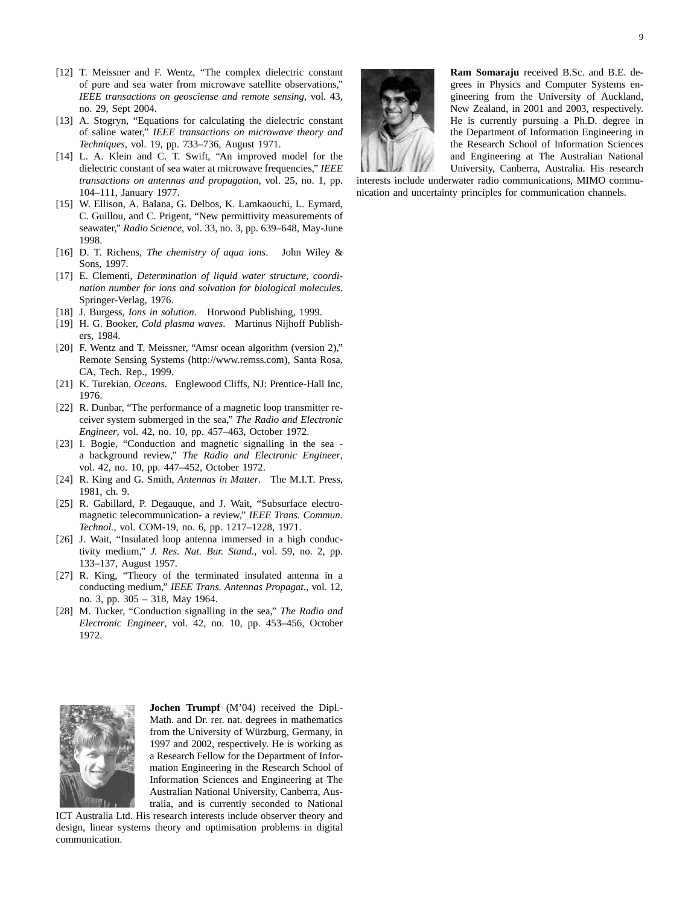[12] T. Meissner and F. Wentz, "The complex dielectric constant of pure and sea water from microwave satellite observations," *IEEE transactions on geosciense and remote sensing*, vol. 43, no. 29, Sept 2004.

[13] A. Stogryn, "Equations for calculating the dielectric constant of saline water," *IEEE transactions on microwave theory and Techniques*, vol. 19, pp. 733–736, August 1971.

[14] L. A. Klein and C. T. Swift, "An improved model for the dielectric constant of sea water at microwave frequencies," *IEEE transactions on antennas and propagation*, vol. 25, no. 1, pp. 104–111, January 1977.

[15] W. Ellison, A. Balana, G. Delbos, K. Lamkaouchi, L. Eymard, C. Guillou, and C. Prigent, "New permittivity measurements of seawater," *Radio Science*, vol. 33, no. 3, pp. 639–648, May-June 1998.

[16] D. T. Richens, *The chemistry of aqua ions*. John Wiley & Sons, 1997.

[17] E. Clementi, *Determination of liquid water structure, coordination number for ions and solvation for biological molecules*. Springer-Verlag, 1976.

[18] J. Burgess, *Ions in solution*. Horwood Publishing, 1999.

[19] H. G. Booker, *Cold plasma waves*. Martinus Nijhoff Publishers, 1984.

[20] F. Wentz and T. Meissner, "Amsr ocean algorithm (version 2)," Remote Sensing Systems (http://www.remss.com), Santa Rosa, CA, Tech. Rep., 1999.

[21] K. Turekian, *Oceans*. Englewood Cliffs, NJ: Prentice-Hall Inc, 1976.

[22] R. Dunbar, "The performance of a magnetic loop transmitter receiver system submerged in the sea," *The Radio and Electronic Engineer*, vol. 42, no. 10, pp. 457–463, October 1972.

[23] I. Bogie, "Conduction and magnetic signalling in the sea - a background review," *The Radio and Electronic Engineer*, vol. 42, no. 10, pp. 447–452, October 1972.

[24] R. King and G. Smith, *Antennas in Matter*. The M.I.T. Press, 1981, ch. 9.

[25] R. Gabillard, P. Degauque, and J. Wait, "Subsurface electromagnetic telecommunication- a review," *IEEE Trans. Commun. Technol.*, vol. COM-19, no. 6, pp. 1217–1228, 1971.

[26] J. Wait, "Insulated loop antenna immersed in a high conductivity medium," *J. Res. Nat. Bur. Stand.*, vol. 59, no. 2, pp. 133–137, August 1957.

[27] R. King, "Theory of the terminated insulated antenna in a conducting medium," *IEEE Trans. Antennas Propagat.*, vol. 12, no. 3, pp. 305 – 318, May 1964.

[28] M. Tucker, "Conduction signalling in the sea," *The Radio and Electronic Engineer*, vol. 42, no. 10, pp. 453–456, October 1972.

**Jochen Trumpf** (M'04) received the Dipl.-Math. and Dr. rer. nat. degrees in mathematics from the University of Würzburg, Germany, in 1997 and 2002, respectively. He is working as a Research Fellow for the Department of Information Engineering in the Research School of Information Sciences and Engineering at The Australian National University, Canberra, Australia, and is currently seconded to National ICT Australia Ltd. His research interests include observer theory and design, linear systems theory and optimisation problems in digital communication.

**Ram Somaraju** received B.Sc. and B.E. degrees in Physics and Computer Systems engineering from the University of Auckland, New Zealand, in 2001 and 2003, respectively. He is currently pursuing a Ph.D. degree in the Department of Information Engineering in the Research School of Information Sciences and Engineering at The Australian National University, Canberra, Australia. His research interests include underwater radio communications, MIMO communication and uncertainty principles for communication channels.